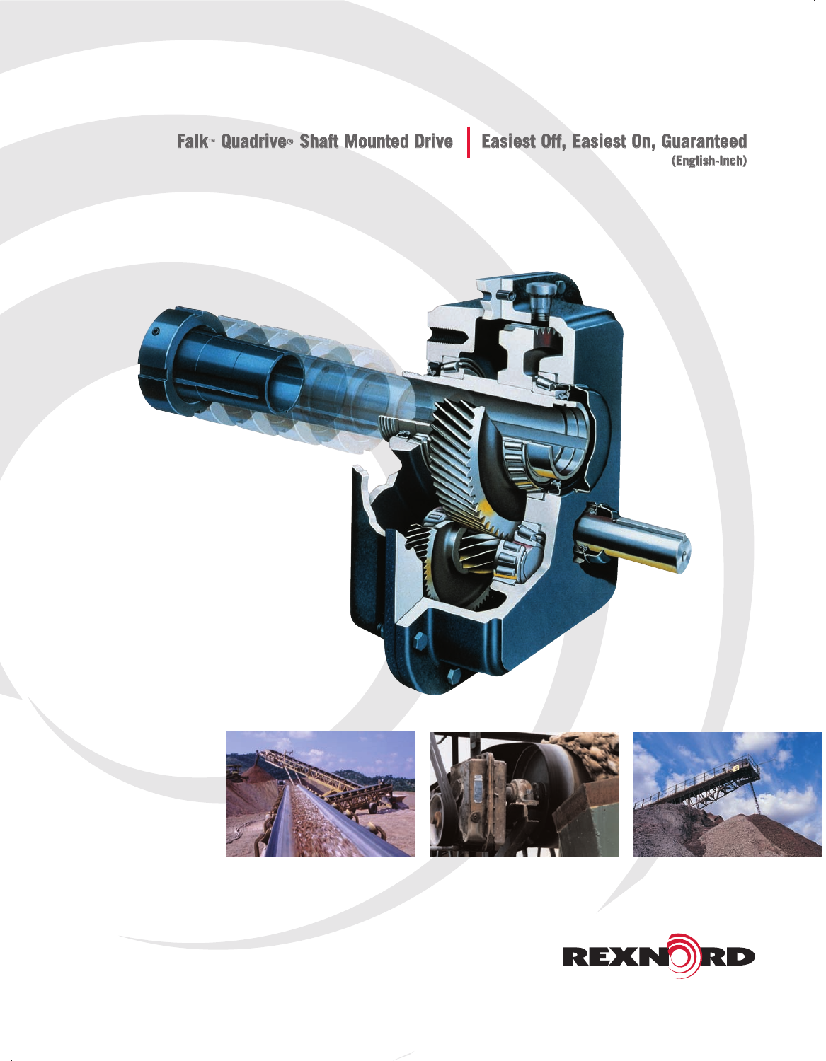# Falk™ Quadrive® Shaft Mounted Drive | Easiest Off, Easiest On, Guaranteed

(English-Inch)

REXNORD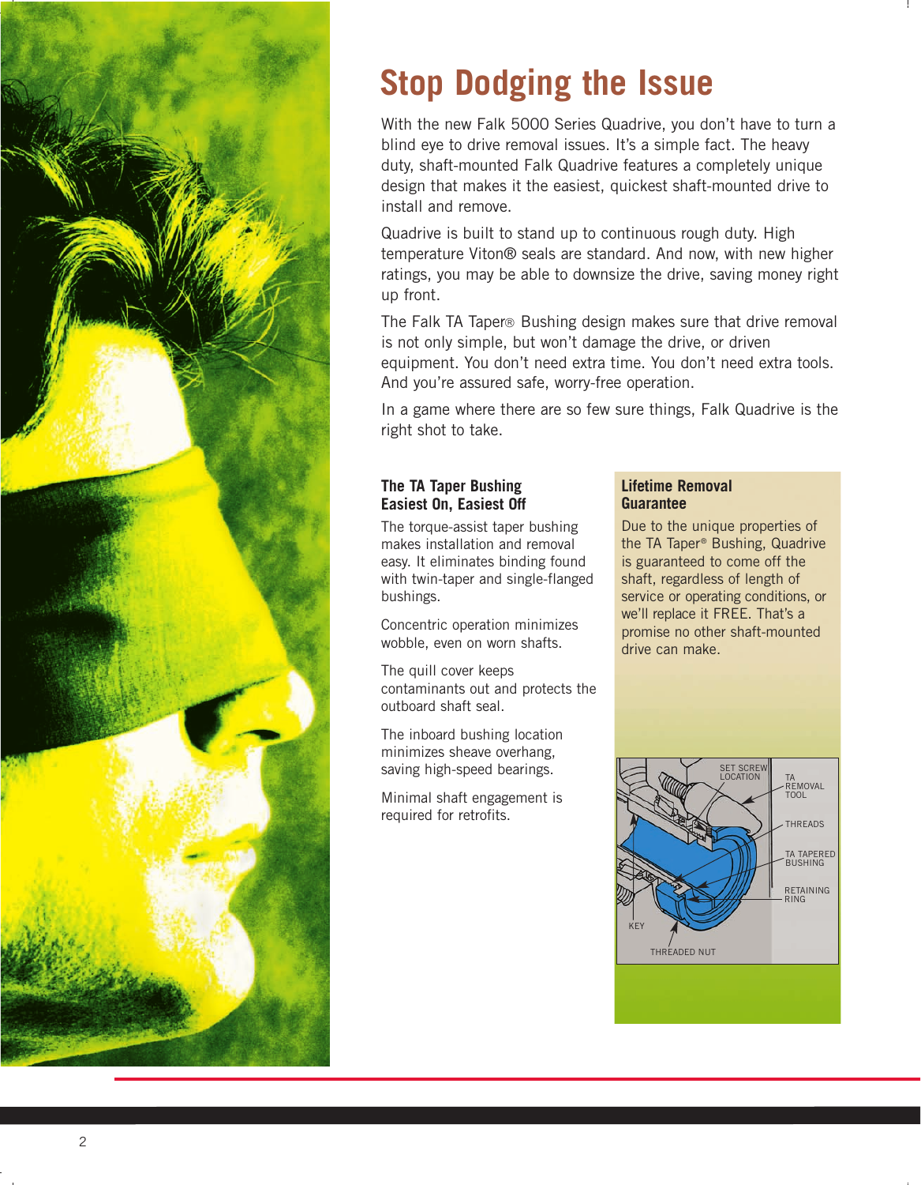# Stop Dodging the Issue

With the new Falk 5000 Series Quadrive, you don't have to turn a blind eye to drive removal issues. It's a simple fact. The heavy duty, shaft-mounted Falk Quadrive features a completely unique design that makes it the easiest, quickest shaft-mounted drive to install and remove.

Quadrive is built to stand up to continuous rough duty. High temperature Viton® seals are standard. And now, with new higher ratings, you may be able to downsize the drive, saving money right up front.

The Falk TA Taper® Bushing design makes sure that drive removal is not only simple, but won't damage the drive, or driven equipment. You don't need extra time. You don't need extra tools. And you're assured safe, worry-free operation.

In a game where there are so few sure things, Falk Quadrive is the right shot to take.

### The TA Taper Bushing Easiest On, Easiest Off

The torque-assist taper bushing makes installation and removal easy. It eliminates binding found with twin-taper and single-flanged bushings.

Concentric operation minimizes wobble, even on worn shafts.

The quill cover keeps contaminants out and protects the outboard shaft seal.

The inboard bushing location minimizes sheave overhang, saving high-speed bearings.

Minimal shaft engagement is required for retrofits.

### Lifetime Removal Guarantee

Due to the unique properties of the TA Taper® Bushing, Quadrive is guaranteed to come off the shaft, regardless of length of service or operating conditions, or we'll replace it FREE. That's a promise no other shaft-mounted drive can make.

SET SCREW LOCATION
TA REMOVAL TOOL
THREADS
TA TAPERED BUSHING
RETAINING RING
KEY
THREADED NUT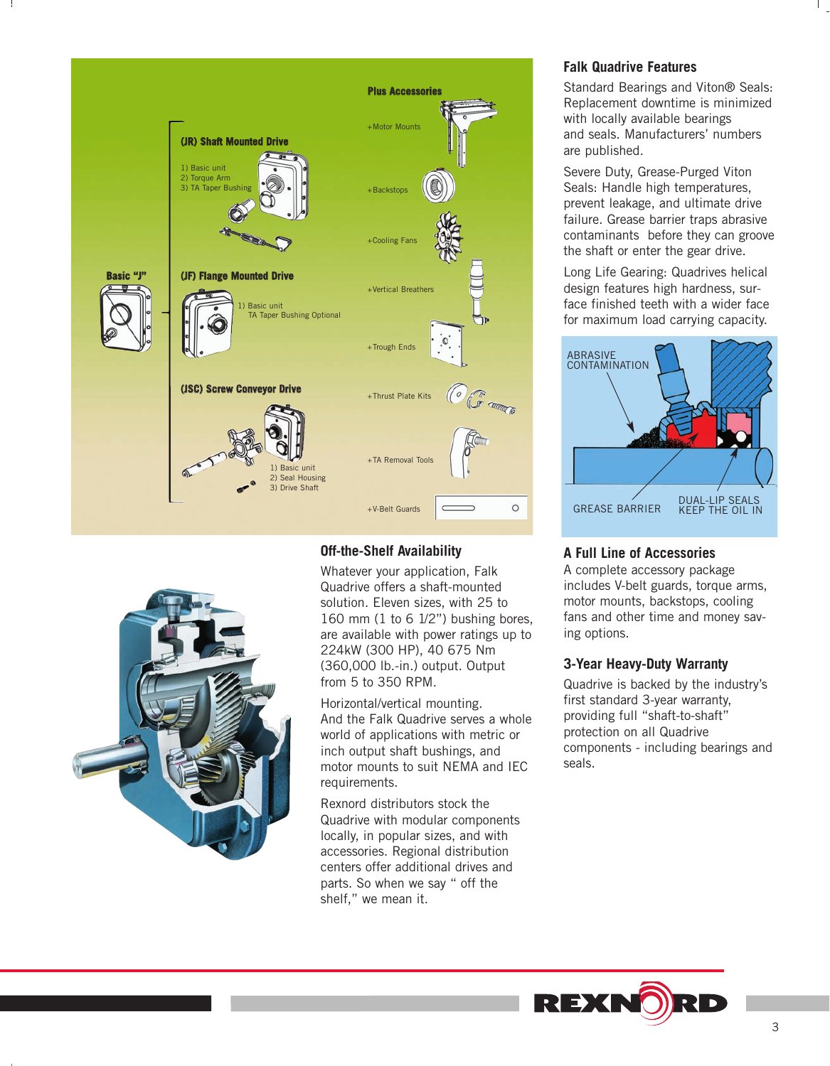Basic "J"

(JR) Shaft Mounted Drive

1) Basic unit
2) Torque Arm
3) TA Taper Bushing

(JF) Flange Mounted Drive

1) Basic unit
TA Taper Bushing Optional

(JSC) Screw Conveyor Drive

1) Basic unit
2) Seal Housing
3) Drive Shaft

**Plus Accessories**

+Motor Mounts

+Backstops

+Cooling Fans

+Vertical Breathers

+Trough Ends

+Thrust Plate Kits

+TA Removal Tools

+V-Belt Guards

## Off-the-Shelf Availability

Whatever your application, Falk Quadrive offers a shaft-mounted solution. Eleven sizes, with 25 to 160 mm (1 to 6 1/2") bushing bores, are available with power ratings up to 224kW (300 HP), 40 675 Nm (360,000 lb.-in.) output. Output from 5 to 350 RPM.

Horizontal/vertical mounting. And the Falk Quadrive serves a whole world of applications with metric or inch output shaft bushings, and motor mounts to suit NEMA and IEC requirements.

Rexnord distributors stock the Quadrive with modular components locally, in popular sizes, and with accessories. Regional distribution centers offer additional drives and parts. So when we say " off the shelf," we mean it.

## Falk Quadrive Features

Standard Bearings and Viton® Seals: Replacement downtime is minimized with locally available bearings and seals. Manufacturers' numbers are published.

Severe Duty, Grease-Purged Viton Seals: Handle high temperatures, prevent leakage, and ultimate drive failure. Grease barrier traps abrasive contaminants before they can groove the shaft or enter the gear drive.

Long Life Gearing: Quadrives helical design features high hardness, surface finished teeth with a wider face for maximum load carrying capacity.

ABRASIVE CONTAMINATION

GREASE BARRIER

DUAL-LIP SEALS KEEP THE OIL IN

## A Full Line of Accessories

A complete accessory package includes V-belt guards, torque arms, motor mounts, backstops, cooling fans and other time and money saving options.

## 3-Year Heavy-Duty Warranty

Quadrive is backed by the industry's first standard 3-year warranty, providing full "shaft-to-shaft" protection on all Quadrive components - including bearings and seals.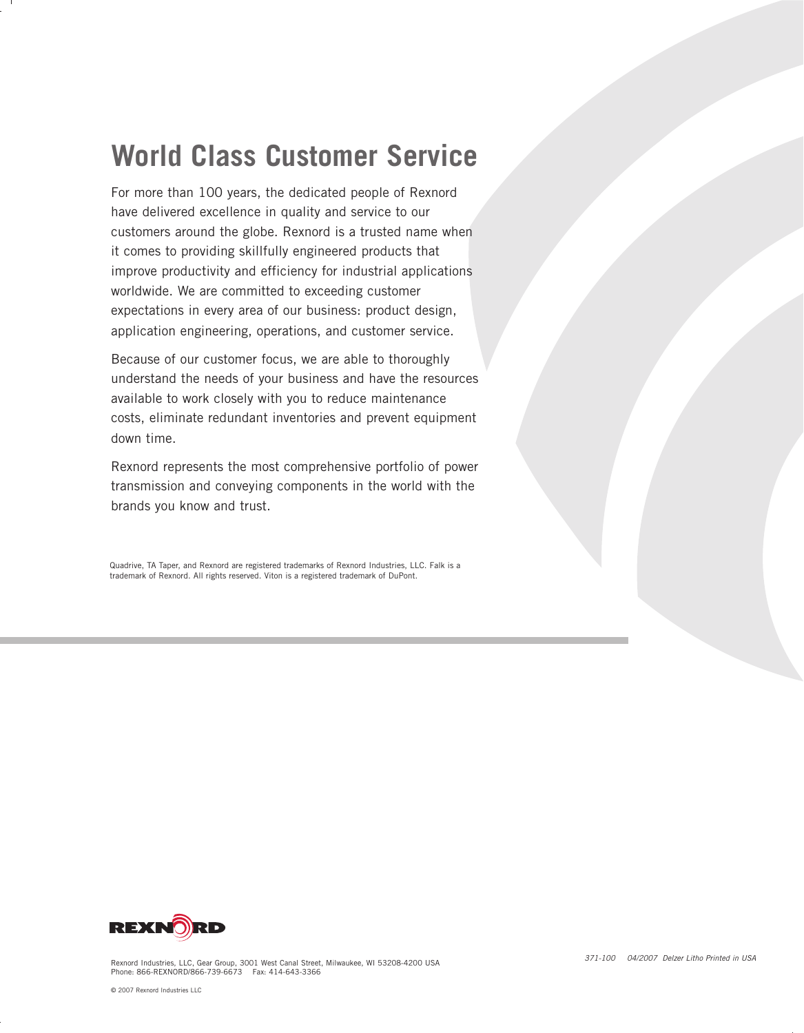# World Class Customer Service

For more than 100 years, the dedicated people of Rexnord have delivered excellence in quality and service to our customers around the globe. Rexnord is a trusted name when it comes to providing skillfully engineered products that improve productivity and efficiency for industrial applications worldwide. We are committed to exceeding customer expectations in every area of our business: product design, application engineering, operations, and customer service.

Because of our customer focus, we are able to thoroughly understand the needs of your business and have the resources available to work closely with you to reduce maintenance costs, eliminate redundant inventories and prevent equipment down time.

Rexnord represents the most comprehensive portfolio of power transmission and conveying components in the world with the brands you know and trust.

Quadrive, TA Taper, and Rexnord are registered trademarks of Rexnord Industries, LLC. Falk is a trademark of Rexnord. All rights reserved. Viton is a registered trademark of DuPont.

REXNORD

Rexnord Industries, LLC, Gear Group, 3001 West Canal Street, Milwaukee, WI 53208-4200 USA
Phone: 866-REXNORD/866-739-6673 Fax: 414-643-3366

© 2007 Rexnord Industries LLC

*371-100 04/2007 Delzer Litho Printed in USA*